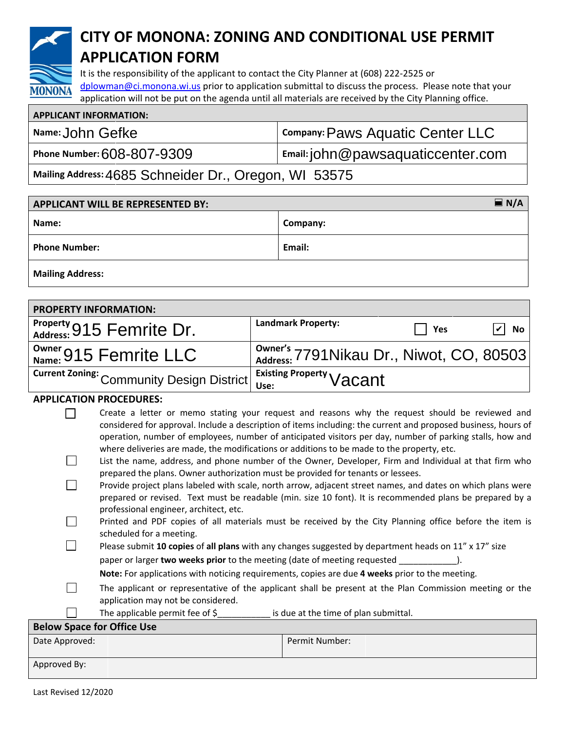# CITY OF MONONA: ZONING AND CONDITIONAL USE PERMIT APPLICATION FORM

It is the responsibility of the applicant to contact the City Planner at (608) 222-2525 or dplowman@ci.monona.wi.us prior to application submittal to discuss the process. Please note that your application will not be put on the agenda until all materials are received by the City Planning office.

| **APPLICANT INFORMATION:** | |
|---|---|
| **Name:** John Gefke | **Company:** Paws Aquatic Center LLC |
| **Phone Number:** 608-807-9309 | **Email:** john@pawsaquaticcenter.com |
| **Mailing Address:** 4685 Schneider Dr., Oregon, WI 53575 | |

| **APPLICANT WILL BE REPRESENTED BY:** | ☒ **N/A** |
|---|---|
| **Name:** | **Company:** |
| **Phone Number:** | **Email:** |
| **Mailing Address:** | |

| **PROPERTY INFORMATION:** | |
|---|---|
| **Property Address:** 915 Femrite Dr. | **Landmark Property:** ☐ Yes ☑ No |
| **Owner Name:** 915 Femrite LLC | **Owner's Address:** 7791Nikau Dr., Niwot, CO, 80503 |
| **Current Zoning:** Community Design District | **Existing Property Use:** Vacant |

**APPLICATION PROCEDURES:**

- ☐ Create a letter or memo stating your request and reasons why the request should be reviewed and considered for approval. Include a description of items including: the current and proposed business, hours of operation, number of employees, number of anticipated visitors per day, number of parking stalls, how and where deliveries are made, the modifications or additions to be made to the property, etc.
- ☐ List the name, address, and phone number of the Owner, Developer, Firm and Individual at that firm who prepared the plans. Owner authorization must be provided for tenants or lessees.
- ☐ Provide project plans labeled with scale, north arrow, adjacent street names, and dates on which plans were prepared or revised. Text must be readable (min. size 10 font). It is recommended plans be prepared by a professional engineer, architect, etc.
- ☐ Printed and PDF copies of all materials must be received by the City Planning office before the item is scheduled for a meeting.
- ☐ Please submit **10 copies** of **all plans** with any changes suggested by department heads on 11" x 17" size paper or larger **two weeks prior** to the meeting (date of meeting requested ___________).
  **Note:** For applications with noticing requirements, copies are due **4 weeks** prior to the meeting.
- ☐ The applicant or representative of the applicant shall be present at the Plan Commission meeting or the application may not be considered.
- ☐ The applicable permit fee of $__________ is due at the time of plan submittal.

| **Below Space for Office Use** | | | |
|---|---|---|---|
| Date Approved: | | Permit Number: | |
| Approved By: | | | |

Last Revised 12/2020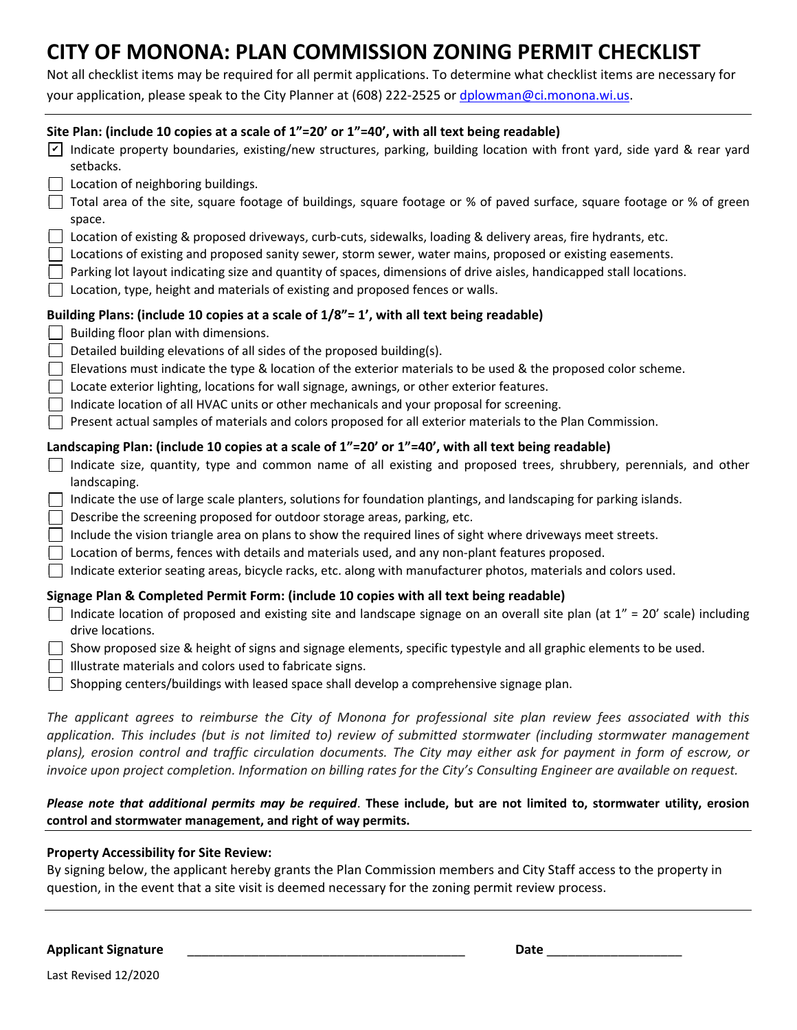# CITY OF MONONA: PLAN COMMISSION ZONING PERMIT CHECKLIST

Not all checklist items may be required for all permit applications. To determine what checklist items are necessary for your application, please speak to the City Planner at (608) 222-2525 or [dplowman@ci.monona.wi.us](mailto:dplowman@ci.monona.wi.us).

---

**Site Plan: (include 10 copies at a scale of 1"=20' or 1"=40', with all text being readable)**

- [x] Indicate property boundaries, existing/new structures, parking, building location with front yard, side yard & rear yard setbacks.
- [ ] Location of neighboring buildings.
- [ ] Total area of the site, square footage of buildings, square footage or % of paved surface, square footage or % of green space.
- [ ] Location of existing & proposed driveways, curb-cuts, sidewalks, loading & delivery areas, fire hydrants, etc.
- [ ] Locations of existing and proposed sanity sewer, storm sewer, water mains, proposed or existing easements.
- [ ] Parking lot layout indicating size and quantity of spaces, dimensions of drive aisles, handicapped stall locations.
- [ ] Location, type, height and materials of existing and proposed fences or walls.

**Building Plans: (include 10 copies at a scale of 1/8"= 1', with all text being readable)**

- [ ] Building floor plan with dimensions.
- [ ] Detailed building elevations of all sides of the proposed building(s).
- [ ] Elevations must indicate the type & location of the exterior materials to be used & the proposed color scheme.
- [ ] Locate exterior lighting, locations for wall signage, awnings, or other exterior features.
- [ ] Indicate location of all HVAC units or other mechanicals and your proposal for screening.
- [ ] Present actual samples of materials and colors proposed for all exterior materials to the Plan Commission.

**Landscaping Plan: (include 10 copies at a scale of 1"=20' or 1"=40', with all text being readable)**

- [ ] Indicate size, quantity, type and common name of all existing and proposed trees, shrubbery, perennials, and other landscaping.
- [ ] Indicate the use of large scale planters, solutions for foundation plantings, and landscaping for parking islands.
- [ ] Describe the screening proposed for outdoor storage areas, parking, etc.
- [ ] Include the vision triangle area on plans to show the required lines of sight where driveways meet streets.
- [ ] Location of berms, fences with details and materials used, and any non-plant features proposed.
- [ ] Indicate exterior seating areas, bicycle racks, etc. along with manufacturer photos, materials and colors used.

**Signage Plan & Completed Permit Form: (include 10 copies with all text being readable)**

- [ ] Indicate location of proposed and existing site and landscape signage on an overall site plan (at 1" = 20' scale) including drive locations.
- [ ] Show proposed size & height of signs and signage elements, specific typestyle and all graphic elements to be used.
- [ ] Illustrate materials and colors used to fabricate signs.
- [ ] Shopping centers/buildings with leased space shall develop a comprehensive signage plan.

*The applicant agrees to reimburse the City of Monona for professional site plan review fees associated with this application. This includes (but is not limited to) review of submitted stormwater (including stormwater management plans), erosion control and traffic circulation documents. The City may either ask for payment in form of escrow, or invoice upon project completion. Information on billing rates for the City's Consulting Engineer are available on request.*

***Please note that additional permits may be required*. These include, but are not limited to, stormwater utility, erosion control and stormwater management, and right of way permits.**

---

**Property Accessibility for Site Review:**

By signing below, the applicant hereby grants the Plan Commission members and City Staff access to the property in question, in the event that a site visit is deemed necessary for the zoning permit review process.

---

**Applicant Signature** ________________________________________ **Date** ___________________

Last Revised 12/2020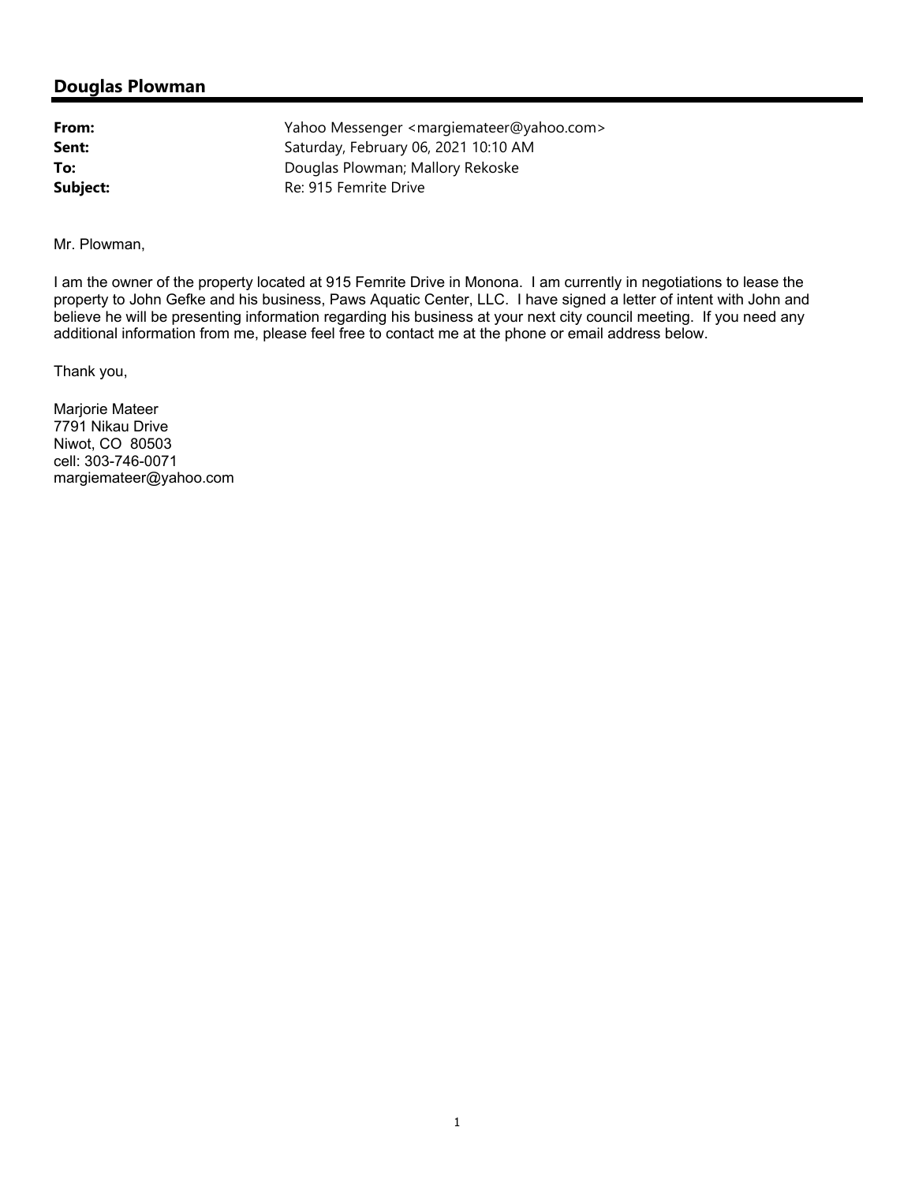## Douglas Plowman

**From:** Yahoo Messenger <margiemateer@yahoo.com>
**Sent:** Saturday, February 06, 2021 10:10 AM
**To:** Douglas Plowman; Mallory Rekoske
**Subject:** Re: 915 Femrite Drive

Mr. Plowman,

I am the owner of the property located at 915 Femrite Drive in Monona. I am currently in negotiations to lease the property to John Gefke and his business, Paws Aquatic Center, LLC. I have signed a letter of intent with John and believe he will be presenting information regarding his business at your next city council meeting. If you need any additional information from me, please feel free to contact me at the phone or email address below.

Thank you,

Marjorie Mateer
7791 Nikau Drive
Niwot, CO 80503
cell: 303-746-0071
margiemateer@yahoo.com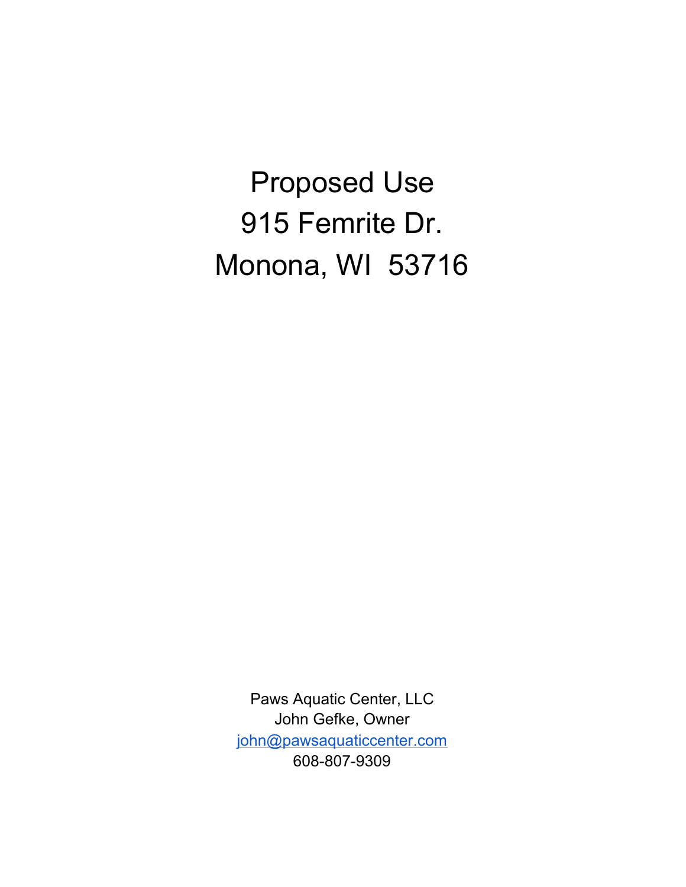# Proposed Use
# 915 Femrite Dr.
# Monona, WI 53716

Paws Aquatic Center, LLC
John Gefke, Owner
john@pawsaquaticcenter.com
608-807-9309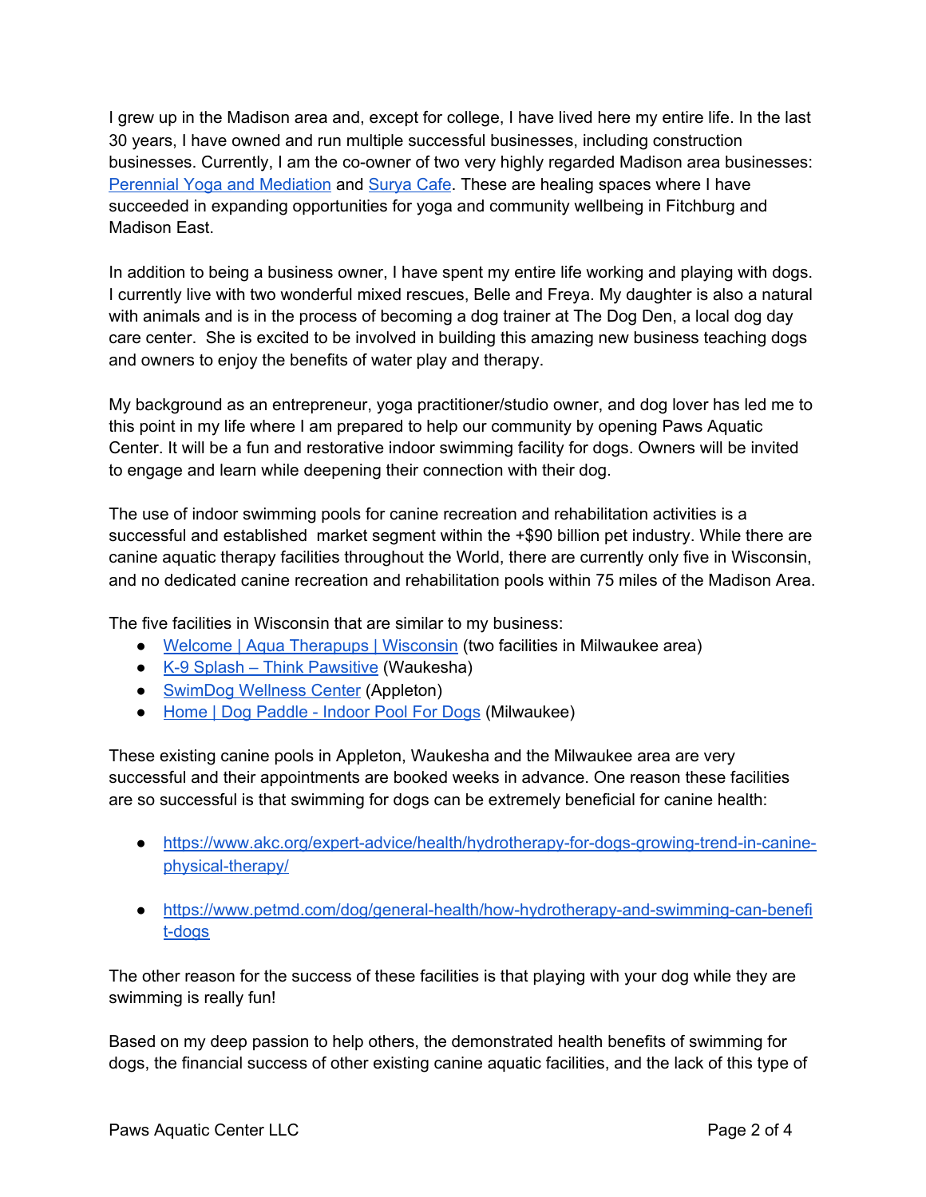I grew up in the Madison area and, except for college, I have lived here my entire life. In the last 30 years, I have owned and run multiple successful businesses, including construction businesses. Currently, I am the co-owner of two very highly regarded Madison area businesses: [Perennial Yoga and Mediation]() and [Surya Cafe](). These are healing spaces where I have succeeded in expanding opportunities for yoga and community wellbeing in Fitchburg and Madison East.

In addition to being a business owner, I have spent my entire life working and playing with dogs. I currently live with two wonderful mixed rescues, Belle and Freya. My daughter is also a natural with animals and is in the process of becoming a dog trainer at The Dog Den, a local dog day care center. She is excited to be involved in building this amazing new business teaching dogs and owners to enjoy the benefits of water play and therapy.

My background as an entrepreneur, yoga practitioner/studio owner, and dog lover has led me to this point in my life where I am prepared to help our community by opening Paws Aquatic Center. It will be a fun and restorative indoor swimming facility for dogs. Owners will be invited to engage and learn while deepening their connection with their dog.

The use of indoor swimming pools for canine recreation and rehabilitation activities is a successful and established market segment within the +$90 billion pet industry. While there are canine aquatic therapy facilities throughout the World, there are currently only five in Wisconsin, and no dedicated canine recreation and rehabilitation pools within 75 miles of the Madison Area.

The five facilities in Wisconsin that are similar to my business:

- [Welcome | Aqua Therapups | Wisconsin]() (two facilities in Milwaukee area)
- [K-9 Splash – Think Pawsitive]() (Waukesha)
- [SwimDog Wellness Center]() (Appleton)
- [Home | Dog Paddle - Indoor Pool For Dogs]() (Milwaukee)

These existing canine pools in Appleton, Waukesha and the Milwaukee area are very successful and their appointments are booked weeks in advance. One reason these facilities are so successful is that swimming for dogs can be extremely beneficial for canine health:

- https://www.akc.org/expert-advice/health/hydrotherapy-for-dogs-growing-trend-in-canine-physical-therapy/
- https://www.petmd.com/dog/general-health/how-hydrotherapy-and-swimming-can-benefit-dogs

The other reason for the success of these facilities is that playing with your dog while they are swimming is really fun!

Based on my deep passion to help others, the demonstrated health benefits of swimming for dogs, the financial success of other existing canine aquatic facilities, and the lack of this type of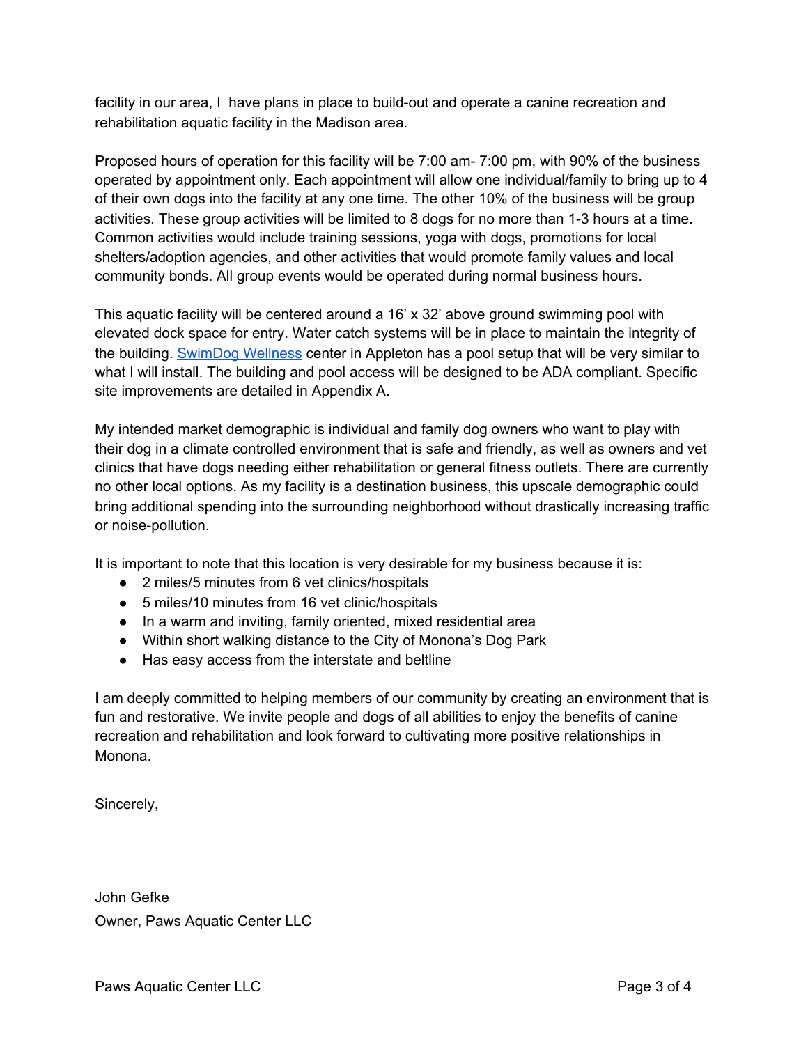facility in our area, I have plans in place to build-out and operate a canine recreation and rehabilitation aquatic facility in the Madison area.

Proposed hours of operation for this facility will be 7:00 am- 7:00 pm, with 90% of the business operated by appointment only. Each appointment will allow one individual/family to bring up to 4 of their own dogs into the facility at any one time. The other 10% of the business will be group activities. These group activities will be limited to 8 dogs for no more than 1-3 hours at a time. Common activities would include training sessions, yoga with dogs, promotions for local shelters/adoption agencies, and other activities that would promote family values and local community bonds. All group events would be operated during normal business hours.

This aquatic facility will be centered around a 16' x 32' above ground swimming pool with elevated dock space for entry. Water catch systems will be in place to maintain the integrity of the building. SwimDog Wellness center in Appleton has a pool setup that will be very similar to what I will install. The building and pool access will be designed to be ADA compliant. Specific site improvements are detailed in Appendix A.

My intended market demographic is individual and family dog owners who want to play with their dog in a climate controlled environment that is safe and friendly, as well as owners and vet clinics that have dogs needing either rehabilitation or general fitness outlets. There are currently no other local options. As my facility is a destination business, this upscale demographic could bring additional spending into the surrounding neighborhood without drastically increasing traffic or noise-pollution.

It is important to note that this location is very desirable for my business because it is:

- 2 miles/5 minutes from 6 vet clinics/hospitals
- 5 miles/10 minutes from 16 vet clinic/hospitals
- In a warm and inviting, family oriented, mixed residential area
- Within short walking distance to the City of Monona's Dog Park
- Has easy access from the interstate and beltline

I am deeply committed to helping members of our community by creating an environment that is fun and restorative. We invite people and dogs of all abilities to enjoy the benefits of canine recreation and rehabilitation and look forward to cultivating more positive relationships in Monona.

Sincerely,

John Gefke
Owner, Paws Aquatic Center LLC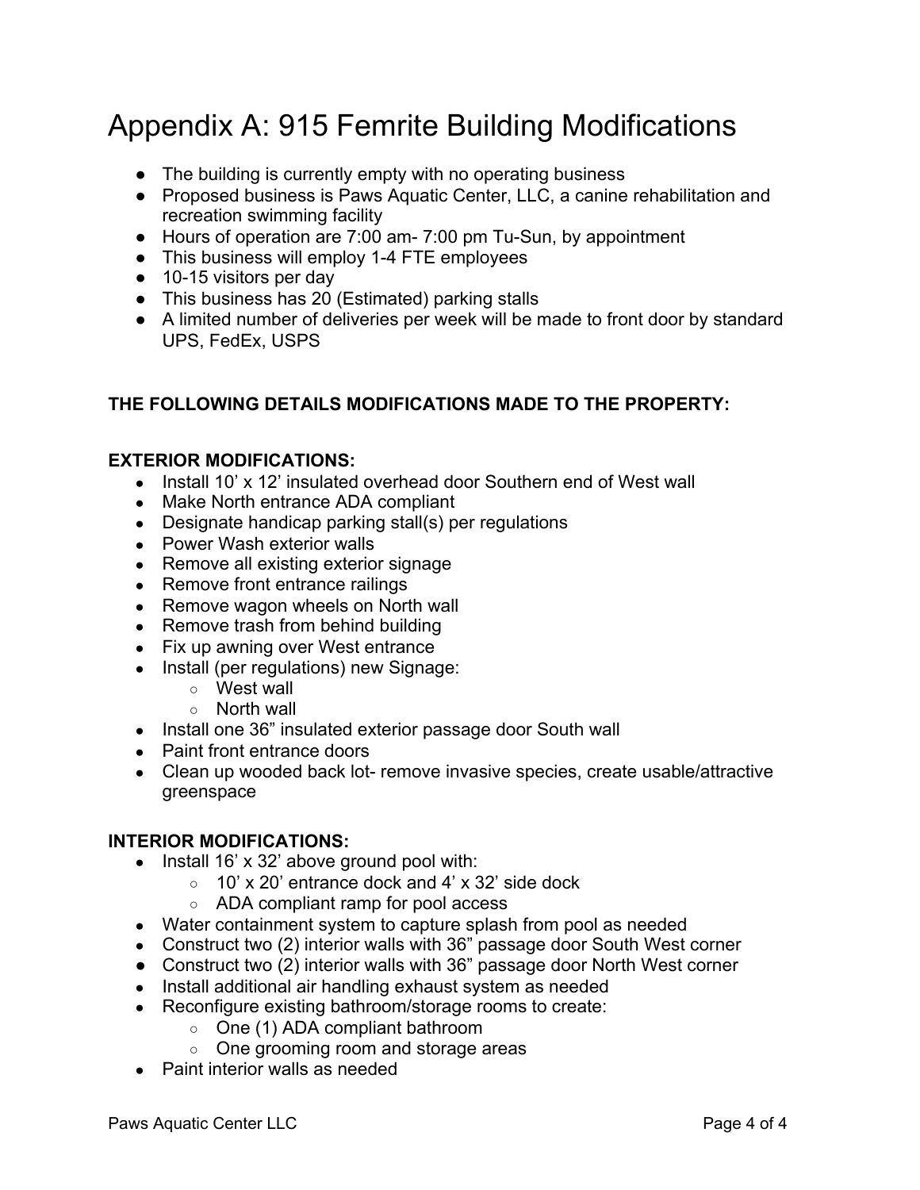# Appendix A: 915 Femrite Building Modifications

- The building is currently empty with no operating business
- Proposed business is Paws Aquatic Center, LLC, a canine rehabilitation and recreation swimming facility
- Hours of operation are 7:00 am- 7:00 pm Tu-Sun, by appointment
- This business will employ 1-4 FTE employees
- 10-15 visitors per day
- This business has 20 (Estimated) parking stalls
- A limited number of deliveries per week will be made to front door by standard UPS, FedEx, USPS

**THE FOLLOWING DETAILS MODIFICATIONS MADE TO THE PROPERTY:**

**EXTERIOR MODIFICATIONS:**

- Install 10' x 12' insulated overhead door Southern end of West wall
- Make North entrance ADA compliant
- Designate handicap parking stall(s) per regulations
- Power Wash exterior walls
- Remove all existing exterior signage
- Remove front entrance railings
- Remove wagon wheels on North wall
- Remove trash from behind building
- Fix up awning over West entrance
- Install (per regulations) new Signage:
  - West wall
  - North wall
- Install one 36" insulated exterior passage door South wall
- Paint front entrance doors
- Clean up wooded back lot- remove invasive species, create usable/attractive greenspace

**INTERIOR MODIFICATIONS:**

- Install 16' x 32' above ground pool with:
  - 10' x 20' entrance dock and 4' x 32' side dock
  - ADA compliant ramp for pool access
- Water containment system to capture splash from pool as needed
- Construct two (2) interior walls with 36" passage door South West corner
- Construct two (2) interior walls with 36" passage door North West corner
- Install additional air handling exhaust system as needed
- Reconfigure existing bathroom/storage rooms to create:
  - One (1) ADA compliant bathroom
  - One grooming room and storage areas
- Paint interior walls as needed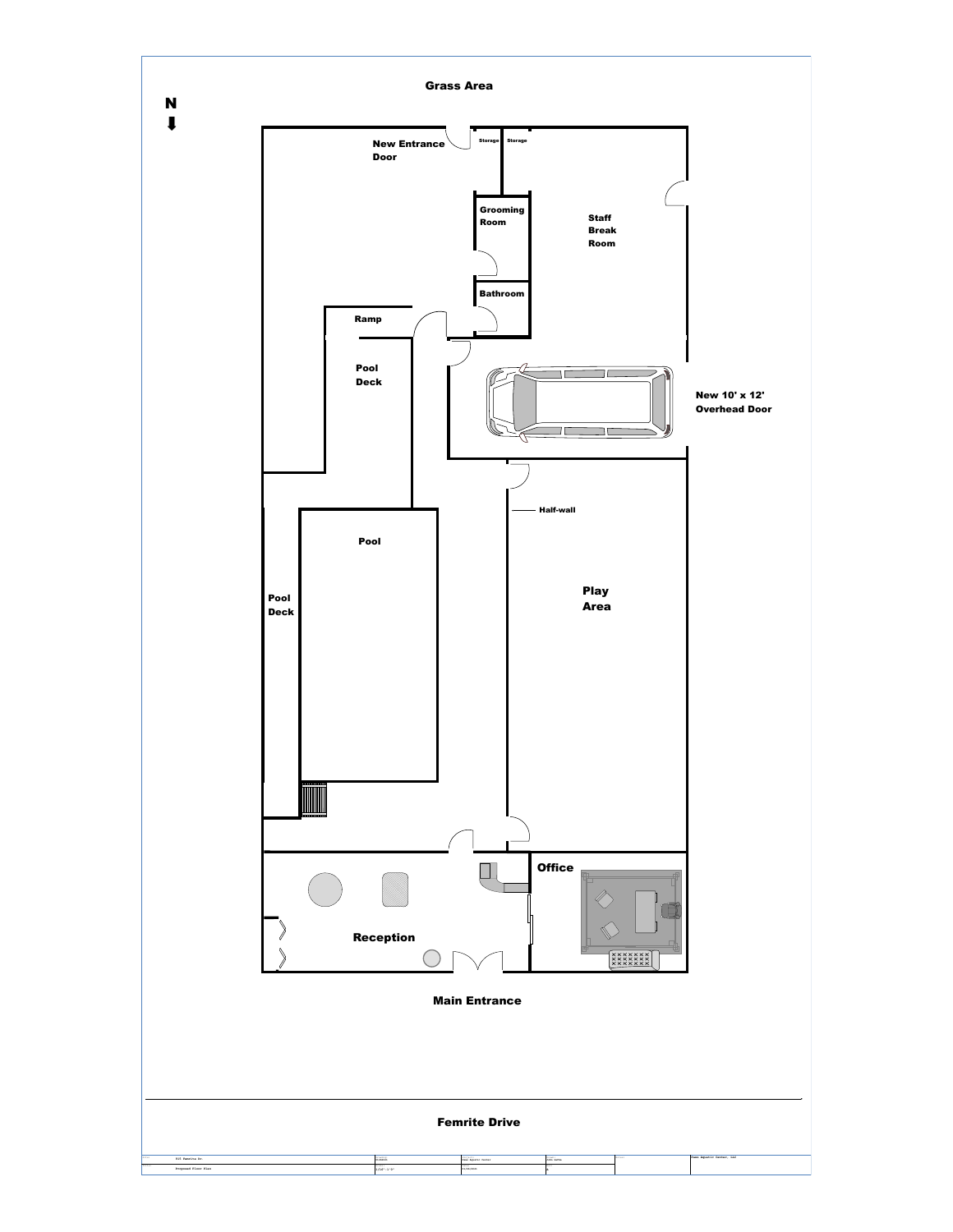Grass Area

N

New Entrance Door

Storage

Storage

Grooming Room

Staff Break Room

Bathroom

Ramp

Pool Deck

New 10' x 12' Overhead Door

Half-wall

Pool

Pool Deck

Play Area

Office

Reception

Main Entrance

Femrite Drive

515 Femrite Dr.

Proposed Floor Plan

1/16" = 1'-0"

Paws Aquatic Center

Paws Aquatic Center, LLC